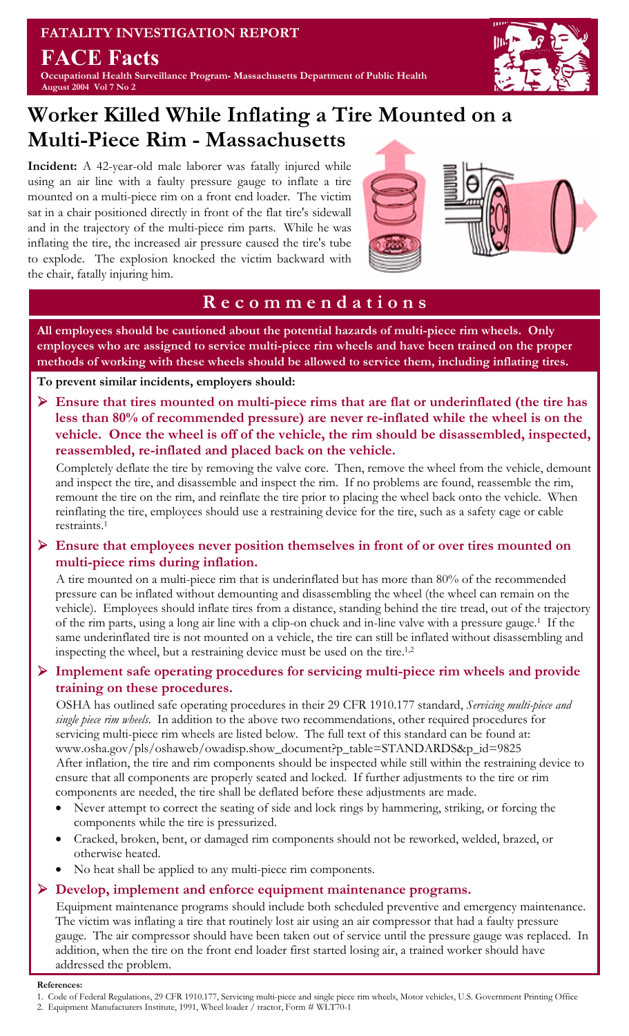**FATALITY INVESTIGATION REPORT**

# FACE Facts

**Occupational Health Surveillance Program- Massachusetts Department of Public Health**
**August 2004 Vol 7 No 2**

# Worker Killed While Inflating a Tire Mounted on a Multi-Piece Rim - Massachusetts

**Incident:** A 42-year-old male laborer was fatally injured while using an air line with a faulty pressure gauge to inflate a tire mounted on a multi-piece rim on a front end loader. The victim sat in a chair positioned directly in front of the flat tire's sidewall and in the trajectory of the multi-piece rim parts. While he was inflating the tire, the increased air pressure caused the tire's tube to explode. The explosion knocked the victim backward with the chair, fatally injuring him.

## Recommendations

**All employees should be cautioned about the potential hazards of multi-piece rim wheels. Only employees who are assigned to service multi-piece rim wheels and have been trained on the proper methods of working with these wheels should be allowed to service them, including inflating tires.**

**To prevent similar incidents, employers should:**

- **Ensure that tires mounted on multi-piece rims that are flat or underinflated (the tire has less than 80% of recommended pressure) are never re-inflated while the wheel is on the vehicle. Once the wheel is off of the vehicle, the rim should be disassembled, inspected, reassembled, re-inflated and placed back on the vehicle.**

  Completely deflate the tire by removing the valve core. Then, remove the wheel from the vehicle, demount and inspect the tire, and disassemble and inspect the rim. If no problems are found, reassemble the rim, remount the tire on the rim, and reinflate the tire prior to placing the wheel back onto the vehicle. When reinflating the tire, employees should use a restraining device for the tire, such as a safety cage or cable restraints.[1]

- **Ensure that employees never position themselves in front of or over tires mounted on multi-piece rims during inflation.**

  A tire mounted on a multi-piece rim that is underinflated but has more than 80% of the recommended pressure can be inflated without demounting and disassembling the wheel (the wheel can remain on the vehicle). Employees should inflate tires from a distance, standing behind the tire tread, out of the trajectory of the rim parts, using a long air line with a clip-on chuck and in-line valve with a pressure gauge.[1] If the same underinflated tire is not mounted on a vehicle, the tire can still be inflated without disassembling and inspecting the wheel, but a restraining device must be used on the tire.[1,2]

- **Implement safe operating procedures for servicing multi-piece rim wheels and provide training on these procedures.**

  OSHA has outlined safe operating procedures in their 29 CFR 1910.177 standard, *Servicing multi-piece and single piece rim wheels*. In addition to the above two recommendations, other required procedures for servicing multi-piece rim wheels are listed below. The full text of this standard can be found at: www.osha.gov/pls/oshaweb/owadisp.show_document?p_table=STANDARDS&p_id=9825
  After inflation, the tire and rim components should be inspected while still within the restraining device to ensure that all components are properly seated and locked. If further adjustments to the tire or rim components are needed, the tire shall be deflated before these adjustments are made.

  - Never attempt to correct the seating of side and lock rings by hammering, striking, or forcing the components while the tire is pressurized.
  - Cracked, broken, bent, or damaged rim components should not be reworked, welded, brazed, or otherwise heated.
  - No heat shall be applied to any multi-piece rim components.

- **Develop, implement and enforce equipment maintenance programs.**

  Equipment maintenance programs should include both scheduled preventive and emergency maintenance. The victim was inflating a tire that routinely lost air using an air compressor that had a faulty pressure gauge. The air compressor should have been taken out of service until the pressure gauge was replaced. In addition, when the tire on the front end loader first started losing air, a trained worker should have addressed the problem.

**References:**

1. Code of Federal Regulations, 29 CFR 1910.177, Servicing multi-piece and single piece rim wheels, Motor vehicles, U.S. Government Printing Office
2. Equipment Manufacturers Institute, 1991, Wheel loader / tractor, Form # WLT70-1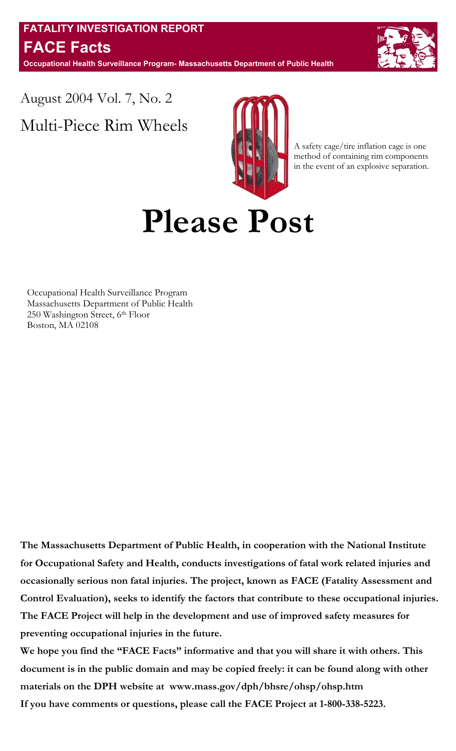**FATALITY INVESTIGATION REPORT**

**FACE Facts**

**Occupational Health Surveillance Program- Massachusetts Department of Public Health**

August 2004 Vol. 7, No. 2

# Multi-Piece Rim Wheels

A safety cage/tire inflation cage is one method of containing rim components in the event of an explosive separation.

# Please Post

Occupational Health Surveillance Program
Massachusetts Department of Public Health
250 Washington Street, 6th Floor
Boston, MA 02108

**The Massachusetts Department of Public Health, in cooperation with the National Institute for Occupational Safety and Health, conducts investigations of fatal work related injuries and occasionally serious non fatal injuries. The project, known as FACE (Fatality Assessment and Control Evaluation), seeks to identify the factors that contribute to these occupational injuries. The FACE Project will help in the development and use of improved safety measures for preventing occupational injuries in the future.**

**We hope you find the "FACE Facts" informative and that you will share it with others. This document is in the public domain and may be copied freely: it can be found along with other materials on the DPH website at www.mass.gov/dph/bhsre/ohsp/ohsp.htm**

**If you have comments or questions, please call the FACE Project at 1-800-338-5223.**